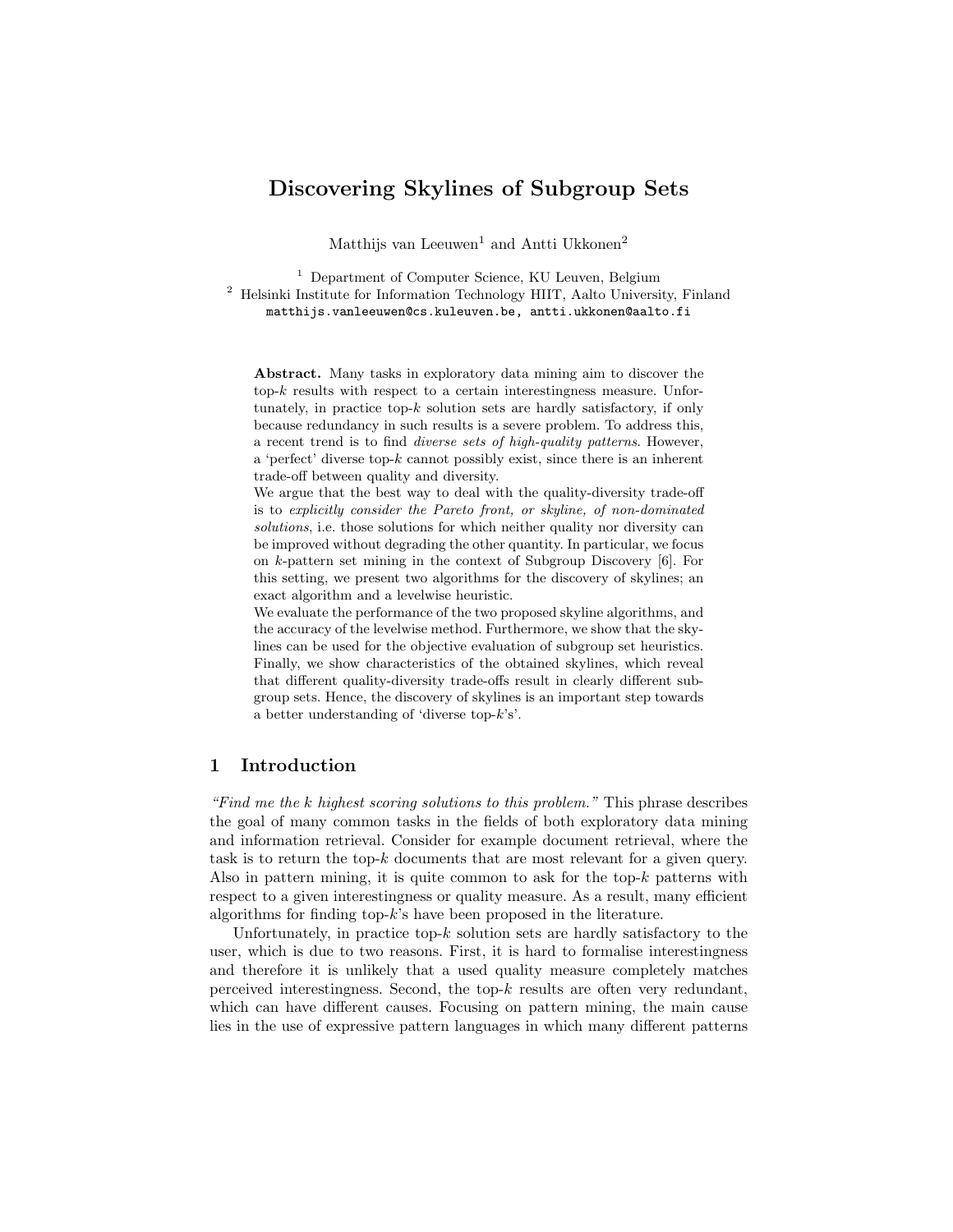# Discovering Skylines of Subgroup Sets

Matthijs van Leeuwen[1] and Antti Ukkonen[2]

[1] Department of Computer Science, KU Leuven, Belgium
[2] Helsinki Institute for Information Technology HIIT, Aalto University, Finland
matthijs.vanleeuwen@cs.kuleuven.be, antti.ukkonen@aalto.fi

**Abstract.** Many tasks in exploratory data mining aim to discover the top-$k$ results with respect to a certain interestingness measure. Unfortunately, in practice top-$k$ solution sets are hardly satisfactory, if only because redundancy in such results is a severe problem. To address this, a recent trend is to find *diverse sets of high-quality patterns*. However, a 'perfect' diverse top-$k$ cannot possibly exist, since there is an inherent trade-off between quality and diversity.

We argue that the best way to deal with the quality-diversity trade-off is to *explicitly consider the Pareto front, or skyline, of non-dominated solutions*, i.e. those solutions for which neither quality nor diversity can be improved without degrading the other quantity. In particular, we focus on $k$-pattern set mining in the context of Subgroup Discovery [6]. For this setting, we present two algorithms for the discovery of skylines; an exact algorithm and a levelwise heuristic.

We evaluate the performance of the two proposed skyline algorithms, and the accuracy of the levelwise method. Furthermore, we show that the skylines can be used for the objective evaluation of subgroup set heuristics. Finally, we show characteristics of the obtained skylines, which reveal that different quality-diversity trade-offs result in clearly different subgroup sets. Hence, the discovery of skylines is an important step towards a better understanding of 'diverse top-$k$'s'.

## 1 Introduction

*"Find me the k highest scoring solutions to this problem."* This phrase describes the goal of many common tasks in the fields of both exploratory data mining and information retrieval. Consider for example document retrieval, where the task is to return the top-$k$ documents that are most relevant for a given query. Also in pattern mining, it is quite common to ask for the top-$k$ patterns with respect to a given interestingness or quality measure. As a result, many efficient algorithms for finding top-$k$'s have been proposed in the literature.

Unfortunately, in practice top-$k$ solution sets are hardly satisfactory to the user, which is due to two reasons. First, it is hard to formalise interestingness and therefore it is unlikely that a used quality measure completely matches perceived interestingness. Second, the top-$k$ results are often very redundant, which can have different causes. Focusing on pattern mining, the main cause lies in the use of expressive pattern languages in which many different patterns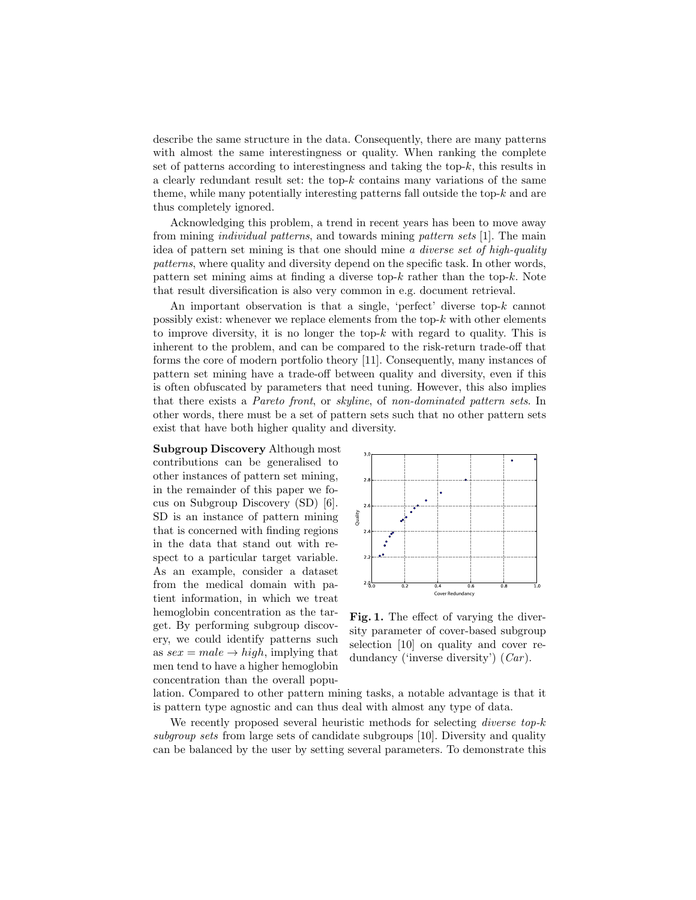describe the same structure in the data. Consequently, there are many patterns with almost the same interestingness or quality. When ranking the complete set of patterns according to interestingness and taking the top-$k$, this results in a clearly redundant result set: the top-$k$ contains many variations of the same theme, while many potentially interesting patterns fall outside the top-$k$ and are thus completely ignored.

Acknowledging this problem, a trend in recent years has been to move away from mining *individual patterns*, and towards mining *pattern sets* [1]. The main idea of pattern set mining is that one should mine *a diverse set of high-quality patterns*, where quality and diversity depend on the specific task. In other words, pattern set mining aims at finding a diverse top-$k$ rather than the top-$k$. Note that result diversification is also very common in e.g. document retrieval.

An important observation is that a single, 'perfect' diverse top-$k$ cannot possibly exist: whenever we replace elements from the top-$k$ with other elements to improve diversity, it is no longer the top-$k$ with regard to quality. This is inherent to the problem, and can be compared to the risk-return trade-off that forms the core of modern portfolio theory [11]. Consequently, many instances of pattern set mining have a trade-off between quality and diversity, even if this is often obfuscated by parameters that need tuning. However, this also implies that there exists a *Pareto front*, or *skyline*, of *non-dominated pattern sets*. In other words, there must be a set of pattern sets such that no other pattern sets exist that have both higher quality and diversity.

**Subgroup Discovery** Although most contributions can be generalised to other instances of pattern set mining, in the remainder of this paper we focus on Subgroup Discovery (SD) [6]. SD is an instance of pattern mining that is concerned with finding regions in the data that stand out with respect to a particular target variable. As an example, consider a dataset from the medical domain with patient information, in which we treat hemoglobin concentration as the target. By performing subgroup discovery, we could identify patterns such as $sex = male \rightarrow high$, implying that men tend to have a higher hemoglobin concentration than the overall population. Compared to other pattern mining tasks, a notable advantage is that it is pattern type agnostic and can thus deal with almost any type of data.

Quality
3.0
2.8
2.6
2.4
2.2
2.0
0.0
0.2
0.4
0.6
0.8
1.0
Cover Redundancy

**Fig. 1.** The effect of varying the diversity parameter of cover-based subgroup selection [10] on quality and cover redundancy ('inverse diversity') (*Car*).

We recently proposed several heuristic methods for selecting *diverse top-k subgroup sets* from large sets of candidate subgroups [10]. Diversity and quality can be balanced by the user by setting several parameters. To demonstrate this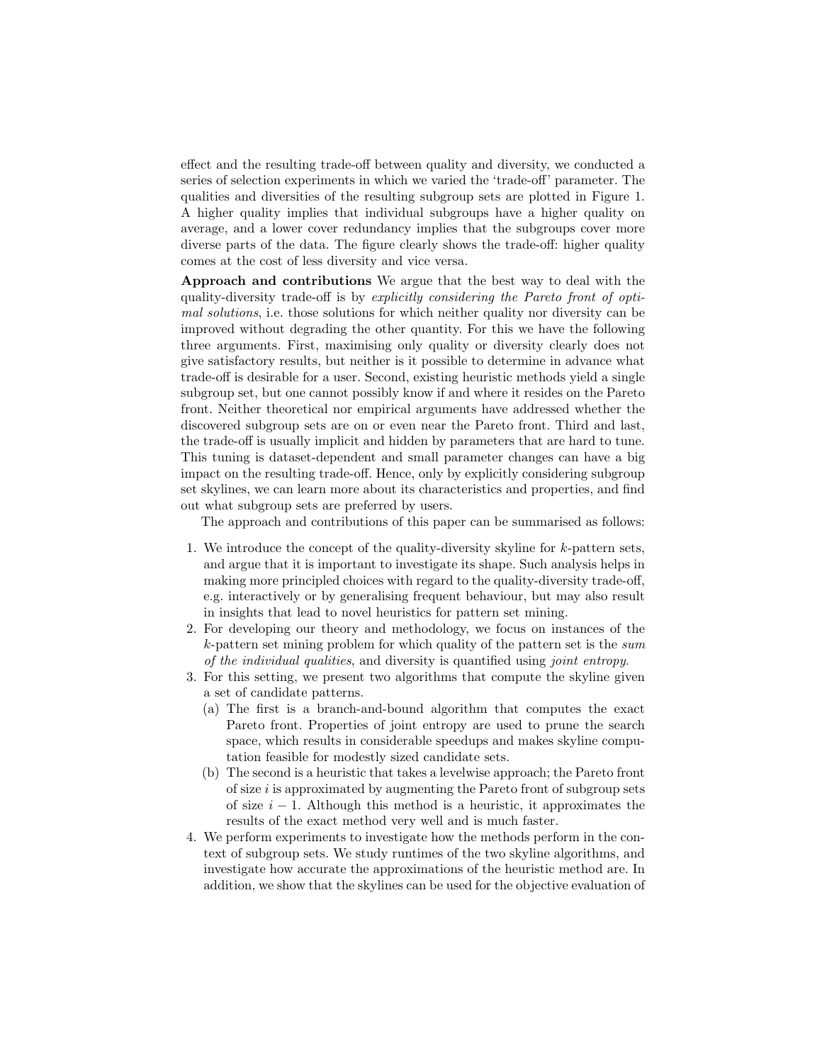effect and the resulting trade-off between quality and diversity, we conducted a series of selection experiments in which we varied the 'trade-off' parameter. The qualities and diversities of the resulting subgroup sets are plotted in Figure 1. A higher quality implies that individual subgroups have a higher quality on average, and a lower cover redundancy implies that the subgroups cover more diverse parts of the data. The figure clearly shows the trade-off: higher quality comes at the cost of less diversity and vice versa.

**Approach and contributions** We argue that the best way to deal with the quality-diversity trade-off is by *explicitly considering the Pareto front of optimal solutions*, i.e. those solutions for which neither quality nor diversity can be improved without degrading the other quantity. For this we have the following three arguments. First, maximising only quality or diversity clearly does not give satisfactory results, but neither is it possible to determine in advance what trade-off is desirable for a user. Second, existing heuristic methods yield a single subgroup set, but one cannot possibly know if and where it resides on the Pareto front. Neither theoretical nor empirical arguments have addressed whether the discovered subgroup sets are on or even near the Pareto front. Third and last, the trade-off is usually implicit and hidden by parameters that are hard to tune. This tuning is dataset-dependent and small parameter changes can have a big impact on the resulting trade-off. Hence, only by explicitly considering subgroup set skylines, we can learn more about its characteristics and properties, and find out what subgroup sets are preferred by users.

The approach and contributions of this paper can be summarised as follows:

1. We introduce the concept of the quality-diversity skyline for $k$-pattern sets, and argue that it is important to investigate its shape. Such analysis helps in making more principled choices with regard to the quality-diversity trade-off, e.g. interactively or by generalising frequent behaviour, but may also result in insights that lead to novel heuristics for pattern set mining.
2. For developing our theory and methodology, we focus on instances of the $k$-pattern set mining problem for which quality of the pattern set is the *sum of the individual qualities*, and diversity is quantified using *joint entropy*.
3. For this setting, we present two algorithms that compute the skyline given a set of candidate patterns.
   (a) The first is a branch-and-bound algorithm that computes the exact Pareto front. Properties of joint entropy are used to prune the search space, which results in considerable speedups and makes skyline computation feasible for modestly sized candidate sets.
   (b) The second is a heuristic that takes a levelwise approach; the Pareto front of size $i$ is approximated by augmenting the Pareto front of subgroup sets of size $i-1$. Although this method is a heuristic, it approximates the results of the exact method very well and is much faster.
4. We perform experiments to investigate how the methods perform in the context of subgroup sets. We study runtimes of the two skyline algorithms, and investigate how accurate the approximations of the heuristic method are. In addition, we show that the skylines can be used for the objective evaluation of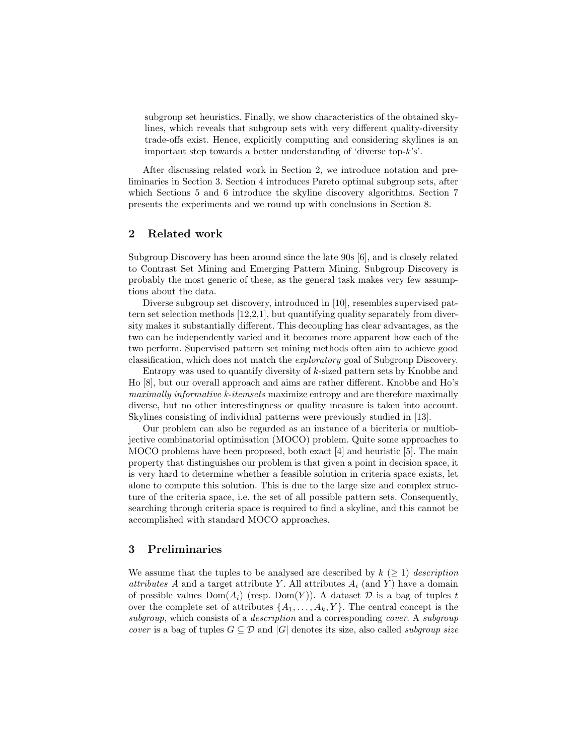subgroup set heuristics. Finally, we show characteristics of the obtained skylines, which reveals that subgroup sets with very different quality-diversity trade-offs exist. Hence, explicitly computing and considering skylines is an important step towards a better understanding of 'diverse top-$k$'s'.

After discussing related work in Section 2, we introduce notation and preliminaries in Section 3. Section 4 introduces Pareto optimal subgroup sets, after which Sections 5 and 6 introduce the skyline discovery algorithms. Section 7 presents the experiments and we round up with conclusions in Section 8.

## 2 Related work

Subgroup Discovery has been around since the late 90s [6], and is closely related to Contrast Set Mining and Emerging Pattern Mining. Subgroup Discovery is probably the most generic of these, as the general task makes very few assumptions about the data.

Diverse subgroup set discovery, introduced in [10], resembles supervised pattern set selection methods [12,2,1], but quantifying quality separately from diversity makes it substantially different. This decoupling has clear advantages, as the two can be independently varied and it becomes more apparent how each of the two perform. Supervised pattern set mining methods often aim to achieve good classification, which does not match the *exploratory* goal of Subgroup Discovery.

Entropy was used to quantify diversity of $k$-sized pattern sets by Knobbe and Ho [8], but our overall approach and aims are rather different. Knobbe and Ho's *maximally informative k-itemsets* maximize entropy and are therefore maximally diverse, but no other interestingness or quality measure is taken into account. Skylines consisting of individual patterns were previously studied in [13].

Our problem can also be regarded as an instance of a bicriteria or multiobjective combinatorial optimisation (MOCO) problem. Quite some approaches to MOCO problems have been proposed, both exact [4] and heuristic [5]. The main property that distinguishes our problem is that given a point in decision space, it is very hard to determine whether a feasible solution in criteria space exists, let alone to compute this solution. This is due to the large size and complex structure of the criteria space, i.e. the set of all possible pattern sets. Consequently, searching through criteria space is required to find a skyline, and this cannot be accomplished with standard MOCO approaches.

## 3 Preliminaries

We assume that the tuples to be analysed are described by $k$ ($\geq 1$) *description attributes* $A$ and a target attribute $Y$. All attributes $A_i$ (and $Y$) have a domain of possible values $\text{Dom}(A_i)$ (resp. $\text{Dom}(Y)$). A dataset $\mathcal{D}$ is a bag of tuples $t$ over the complete set of attributes $\{A_1, \ldots, A_k, Y\}$. The central concept is the *subgroup*, which consists of a *description* and a corresponding *cover*. A *subgroup cover* is a bag of tuples $G \subseteq \mathcal{D}$ and $|G|$ denotes its size, also called *subgroup size*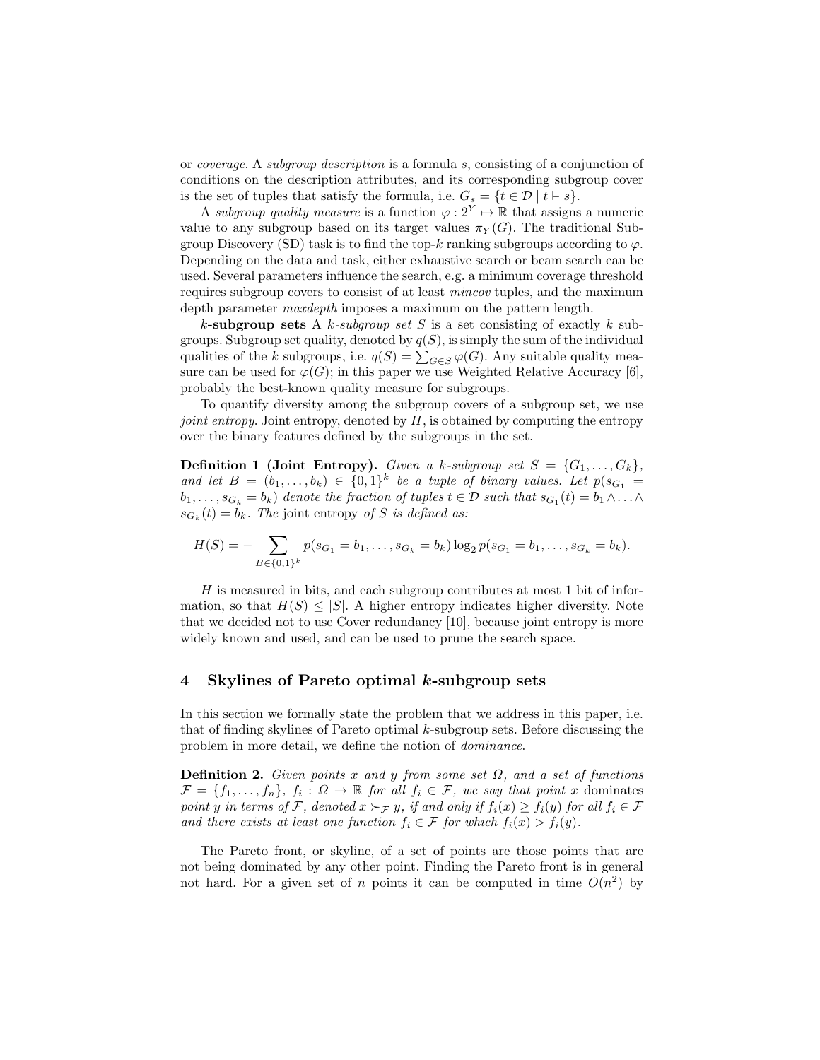or *coverage*. A *subgroup description* is a formula $s$, consisting of a conjunction of conditions on the description attributes, and its corresponding subgroup cover is the set of tuples that satisfy the formula, i.e. $G_s = \{t \in \mathcal{D} \mid t \vDash s\}$.

A *subgroup quality measure* is a function $\varphi : 2^Y \mapsto \mathbb{R}$ that assigns a numeric value to any subgroup based on its target values $\pi_Y(G)$. The traditional Subgroup Discovery (SD) task is to find the top-$k$ ranking subgroups according to $\varphi$. Depending on the data and task, either exhaustive search or beam search can be used. Several parameters influence the search, e.g. a minimum coverage threshold requires subgroup covers to consist of at least *mincov* tuples, and the maximum depth parameter *maxdepth* imposes a maximum on the pattern length.

**$k$-subgroup sets** A *$k$-subgroup set* $S$ is a set consisting of exactly $k$ subgroups. Subgroup set quality, denoted by $q(S)$, is simply the sum of the individual qualities of the $k$ subgroups, i.e. $q(S) = \sum_{G \in S} \varphi(G)$. Any suitable quality measure can be used for $\varphi(G)$; in this paper we use Weighted Relative Accuracy [6], probably the best-known quality measure for subgroups.

To quantify diversity among the subgroup covers of a subgroup set, we use *joint entropy*. Joint entropy, denoted by $H$, is obtained by computing the entropy over the binary features defined by the subgroups in the set.

**Definition 1 (Joint Entropy).** *Given a $k$-subgroup set $S = \{G_1, \ldots, G_k\}$, and let $B = (b_1, \ldots, b_k) \in \{0,1\}^k$ be a tuple of binary values. Let $p(s_{G_1} = b_1, \ldots, s_{G_k} = b_k)$ denote the fraction of tuples $t \in \mathcal{D}$ such that $s_{G_1}(t) = b_1 \wedge \ldots \wedge s_{G_k}(t) = b_k$. The* joint entropy *of $S$ is defined as:*

$$H(S) = -\sum_{B \in \{0,1\}^k} p(s_{G_1} = b_1, \ldots, s_{G_k} = b_k) \log_2 p(s_{G_1} = b_1, \ldots, s_{G_k} = b_k).$$

$H$ is measured in bits, and each subgroup contributes at most 1 bit of information, so that $H(S) \leq |S|$. A higher entropy indicates higher diversity. Note that we decided not to use Cover redundancy [10], because joint entropy is more widely known and used, and can be used to prune the search space.

## 4 Skylines of Pareto optimal $k$-subgroup sets

In this section we formally state the problem that we address in this paper, i.e. that of finding skylines of Pareto optimal $k$-subgroup sets. Before discussing the problem in more detail, we define the notion of *dominance*.

**Definition 2.** *Given points $x$ and $y$ from some set $\Omega$, and a set of functions $\mathcal{F} = \{f_1, \ldots, f_n\}$, $f_i : \Omega \to \mathbb{R}$ for all $f_i \in \mathcal{F}$, we say that point $x$* dominates *point $y$ in terms of $\mathcal{F}$, denoted $x \succ_{\mathcal{F}} y$, if and only if $f_i(x) \geq f_i(y)$ for all $f_i \in \mathcal{F}$ and there exists at least one function $f_i \in \mathcal{F}$ for which $f_i(x) > f_i(y)$.*

The Pareto front, or skyline, of a set of points are those points that are not being dominated by any other point. Finding the Pareto front is in general not hard. For a given set of $n$ points it can be computed in time $O(n^2)$ by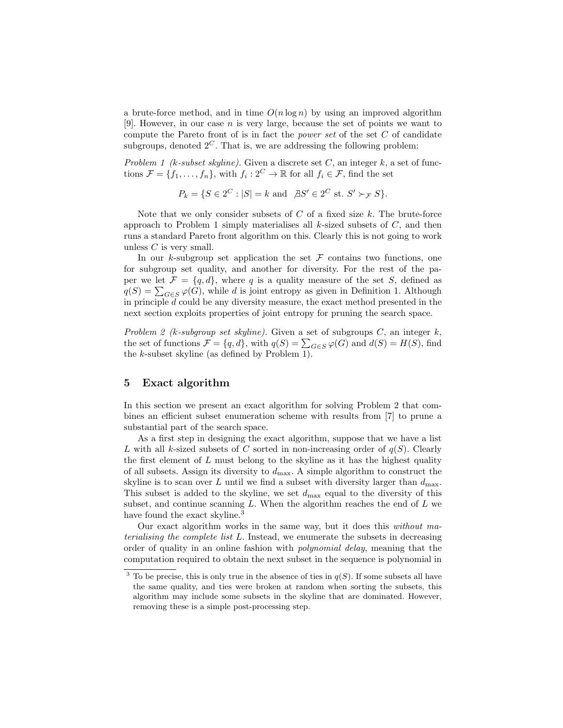a brute-force method, and in time $O(n \log n)$ by using an improved algorithm [9]. However, in our case $n$ is very large, because the set of points we want to compute the Pareto front of is in fact the *power set* of the set $C$ of candidate subgroups, denoted $2^C$. That is, we are addressing the following problem:

*Problem 1 (k-subset skyline).* Given a discrete set $C$, an integer $k$, a set of functions $\mathcal{F} = \{f_1, \ldots, f_n\}$, with $f_i : 2^C \to \mathbb{R}$ for all $f_i \in \mathcal{F}$, find the set

$$P_k = \{S \in 2^C : |S| = k \text{ and } \nexists S' \in 2^C \text{ st. } S' \succ_{\mathcal{F}} S\}.$$

Note that we only consider subsets of $C$ of a fixed size $k$. The brute-force approach to Problem 1 simply materialises all $k$-sized subsets of $C$, and then runs a standard Pareto front algorithm on this. Clearly this is not going to work unless $C$ is very small.

In our $k$-subgroup set application the set $\mathcal{F}$ contains two functions, one for subgroup set quality, and another for diversity. For the rest of the paper we let $\mathcal{F} = \{q, d\}$, where $q$ is a quality measure of the set $S$, defined as $q(S) = \sum_{G \in S} \varphi(G)$, while $d$ is joint entropy as given in Definition 1. Although in principle $d$ could be any diversity measure, the exact method presented in the next section exploits properties of joint entropy for pruning the search space.

*Problem 2 (k-subgroup set skyline).* Given a set of subgroups $C$, an integer $k$, the set of functions $\mathcal{F} = \{q, d\}$, with $q(S) = \sum_{G \in S} \varphi(G)$ and $d(S) = H(S)$, find the $k$-subset skyline (as defined by Problem 1).

## 5 Exact algorithm

In this section we present an exact algorithm for solving Problem 2 that combines an efficient subset enumeration scheme with results from [7] to prune a substantial part of the search space.

As a first step in designing the exact algorithm, suppose that we have a list $L$ with all $k$-sized subsets of $C$ sorted in non-increasing order of $q(S)$. Clearly the first element of $L$ must belong to the skyline as it has the highest quality of all subsets. Assign its diversity to $d_{\max}$. A simple algorithm to construct the skyline is to scan over $L$ until we find a subset with diversity larger than $d_{\max}$. This subset is added to the skyline, we set $d_{\max}$ equal to the diversity of this subset, and continue scanning $L$. When the algorithm reaches the end of $L$ we have found the exact skyline.[3]

Our exact algorithm works in the same way, but it does this *without materialising the complete list L*. Instead, we enumerate the subsets in decreasing order of quality in an online fashion with *polynomial delay*, meaning that the computation required to obtain the next subset in the sequence is polynomial in

[3] To be precise, this is only true in the absence of ties in $q(S)$. If some subsets all have the same quality, and ties were broken at random when sorting the subsets, this algorithm may include some subsets in the skyline that are dominated. However, removing these is a simple post-processing step.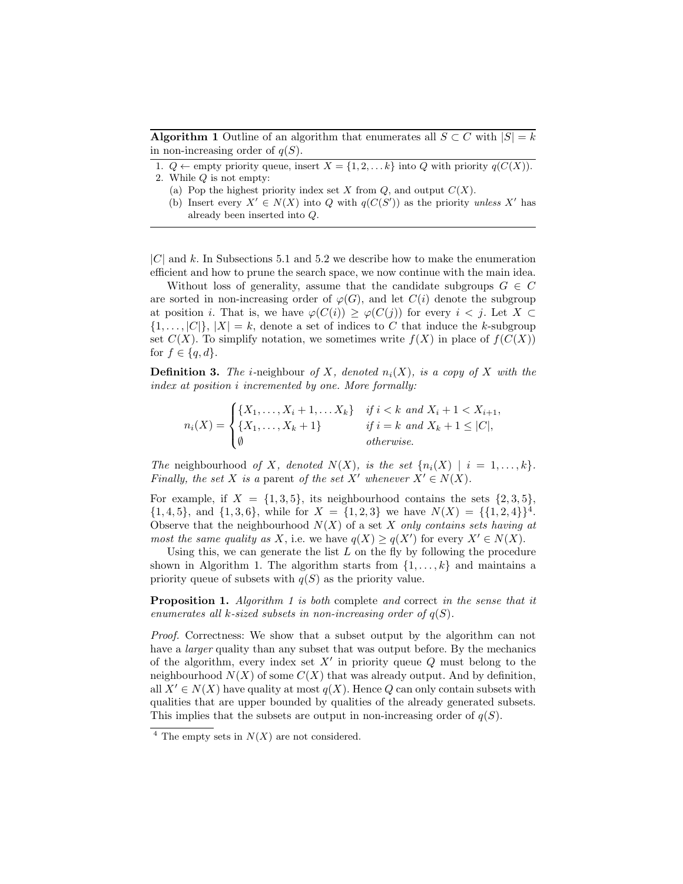**Algorithm 1** Outline of an algorithm that enumerates all $S \subset C$ with $|S| = k$ in non-increasing order of $q(S)$.

1. $Q \leftarrow$ empty priority queue, insert $X = \{1, 2, \ldots k\}$ into $Q$ with priority $q(C(X))$.
2. While $Q$ is not empty:
   (a) Pop the highest priority index set $X$ from $Q$, and output $C(X)$.
   (b) Insert every $X' \in N(X)$ into $Q$ with $q(C(S'))$ as the priority *unless* $X'$ has already been inserted into $Q$.

$|C|$ and $k$. In Subsections 5.1 and 5.2 we describe how to make the enumeration efficient and how to prune the search space, we now continue with the main idea.

Without loss of generality, assume that the candidate subgroups $G \in C$ are sorted in non-increasing order of $\varphi(G)$, and let $C(i)$ denote the subgroup at position $i$. That is, we have $\varphi(C(i)) \geq \varphi(C(j))$ for every $i < j$. Let $X \subset \{1, \ldots, |C|\}$, $|X| = k$, denote a set of indices to $C$ that induce the $k$-subgroup set $C(X)$. To simplify notation, we sometimes write $f(X)$ in place of $f(C(X))$ for $f \in \{q, d\}$.

**Definition 3.** *The* $i$-neighbour *of* $X$*, denoted* $n_i(X)$*, is a copy of* $X$ *with the index at position* $i$ *incremented by one. More formally:*

$$n_i(X) = \begin{cases} \{X_1, \ldots, X_i + 1, \ldots X_k\} & \text{if } i < k \text{ and } X_i + 1 < X_{i+1}, \\ \{X_1, \ldots, X_k + 1\} & \text{if } i = k \text{ and } X_k + 1 \leq |C|, \\ \emptyset & \text{otherwise.} \end{cases}$$

*The* neighbourhood *of* $X$*, denoted* $N(X)$*, is the set* $\{n_i(X) \mid i = 1, \ldots, k\}$*. Finally, the set* $X$ *is a* parent *of the set* $X'$ *whenever* $X' \in N(X)$*.*

For example, if $X = \{1, 3, 5\}$, its neighbourhood contains the sets $\{2, 3, 5\}$, $\{1, 4, 5\}$, and $\{1, 3, 6\}$, while for $X = \{1, 2, 3\}$ we have $N(X) = \{\{1, 2, 4\}\}$[4]. Observe that the neighbourhood $N(X)$ of a set $X$ *only contains sets having at most the same quality as* $X$, i.e. we have $q(X) \geq q(X')$ for every $X' \in N(X)$.

Using this, we can generate the list $L$ on the fly by following the procedure shown in Algorithm 1. The algorithm starts from $\{1, \ldots, k\}$ and maintains a priority queue of subsets with $q(S)$ as the priority value.

**Proposition 1.** *Algorithm 1 is both* complete *and* correct *in the sense that it enumerates all* $k$*-sized subsets in non-increasing order of* $q(S)$*.*

*Proof.* Correctness: We show that a subset output by the algorithm can not have a *larger* quality than any subset that was output before. By the mechanics of the algorithm, every index set $X'$ in priority queue $Q$ must belong to the neighbourhood $N(X)$ of some $C(X)$ that was already output. And by definition, all $X' \in N(X)$ have quality at most $q(X)$. Hence $Q$ can only contain subsets with qualities that are upper bounded by qualities of the already generated subsets. This implies that the subsets are output in non-increasing order of $q(S)$.

[4] The empty sets in $N(X)$ are not considered.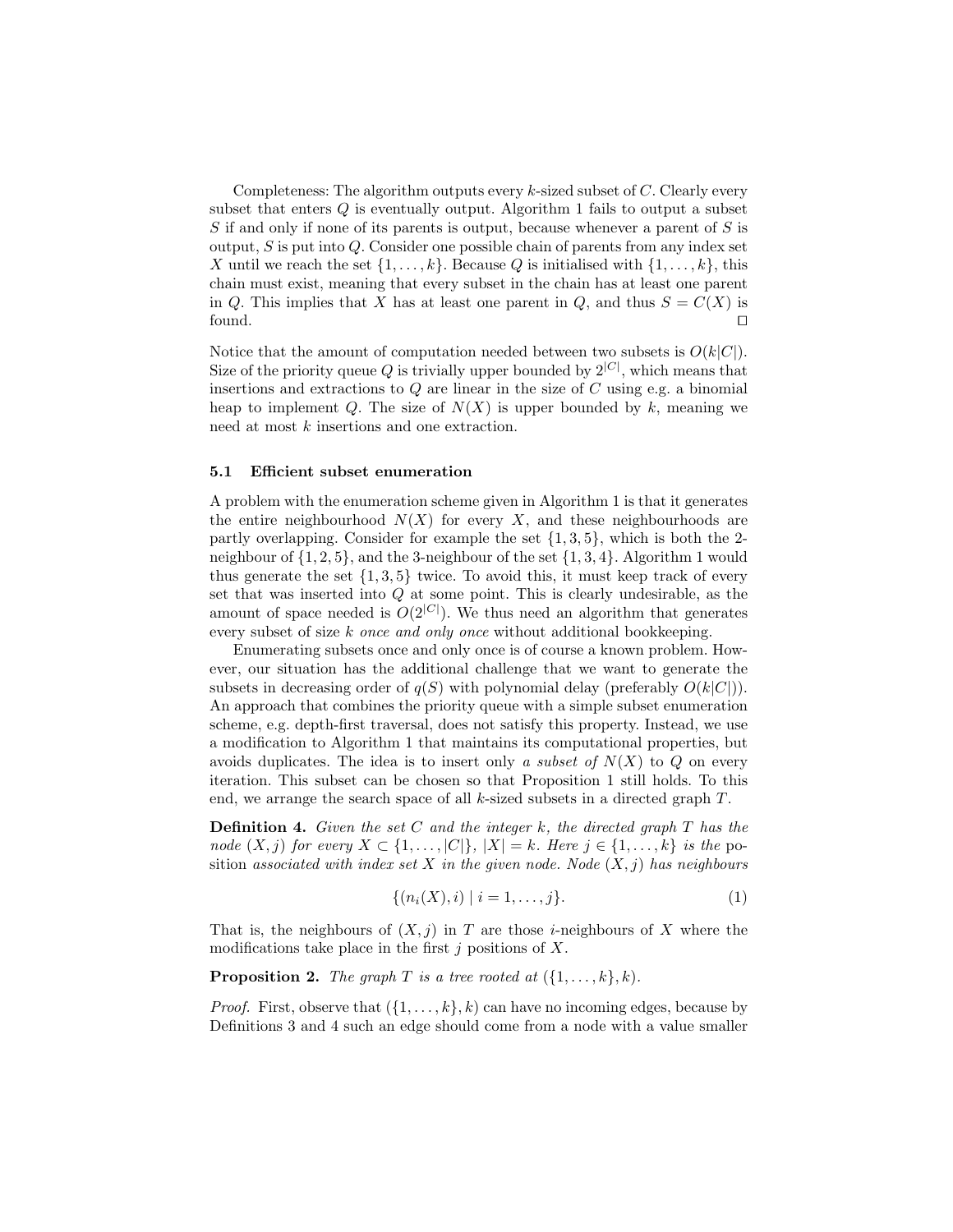Completeness: The algorithm outputs every $k$-sized subset of $C$. Clearly every subset that enters $Q$ is eventually output. Algorithm 1 fails to output a subset $S$ if and only if none of its parents is output, because whenever a parent of $S$ is output, $S$ is put into $Q$. Consider one possible chain of parents from any index set $X$ until we reach the set $\{1, \ldots, k\}$. Because $Q$ is initialised with $\{1, \ldots, k\}$, this chain must exist, meaning that every subset in the chain has at least one parent in $Q$. This implies that $X$ has at least one parent in $Q$, and thus $S = C(X)$ is found. ◻

Notice that the amount of computation needed between two subsets is $O(k|C|)$. Size of the priority queue $Q$ is trivially upper bounded by $2^{|C|}$, which means that insertions and extractions to $Q$ are linear in the size of $C$ using e.g. a binomial heap to implement $Q$. The size of $N(X)$ is upper bounded by $k$, meaning we need at most $k$ insertions and one extraction.

### 5.1 Efficient subset enumeration

A problem with the enumeration scheme given in Algorithm 1 is that it generates the entire neighbourhood $N(X)$ for every $X$, and these neighbourhoods are partly overlapping. Consider for example the set $\{1, 3, 5\}$, which is both the 2-neighbour of $\{1, 2, 5\}$, and the 3-neighbour of the set $\{1, 3, 4\}$. Algorithm 1 would thus generate the set $\{1, 3, 5\}$ twice. To avoid this, it must keep track of every set that was inserted into $Q$ at some point. This is clearly undesirable, as the amount of space needed is $O(2^{|C|})$. We thus need an algorithm that generates every subset of size $k$ *once and only once* without additional bookkeeping.

Enumerating subsets once and only once is of course a known problem. However, our situation has the additional challenge that we want to generate the subsets in decreasing order of $q(S)$ with polynomial delay (preferably $O(k|C|)$). An approach that combines the priority queue with a simple subset enumeration scheme, e.g. depth-first traversal, does not satisfy this property. Instead, we use a modification to Algorithm 1 that maintains its computational properties, but avoids duplicates. The idea is to insert only *a subset of* $N(X)$ to $Q$ on every iteration. This subset can be chosen so that Proposition 1 still holds. To this end, we arrange the search space of all $k$-sized subsets in a directed graph $T$.

**Definition 4.** *Given the set $C$ and the integer $k$, the directed graph $T$ has the node $(X, j)$ for every $X \subset \{1, \ldots, |C|\}$, $|X| = k$. Here $j \in \{1, \ldots, k\}$ is the* position *associated with index set $X$ in the given node. Node $(X, j)$ has neighbours*

$$\{(n_i(X), i) \mid i = 1, \ldots, j\}. \tag{1}$$

That is, the neighbours of $(X, j)$ in $T$ are those $i$-neighbours of $X$ where the modifications take place in the first $j$ positions of $X$.

**Proposition 2.** *The graph $T$ is a tree rooted at $(\{1, \ldots, k\}, k)$.*

*Proof.* First, observe that $(\{1, \ldots, k\}, k)$ can have no incoming edges, because by Definitions 3 and 4 such an edge should come from a node with a value smaller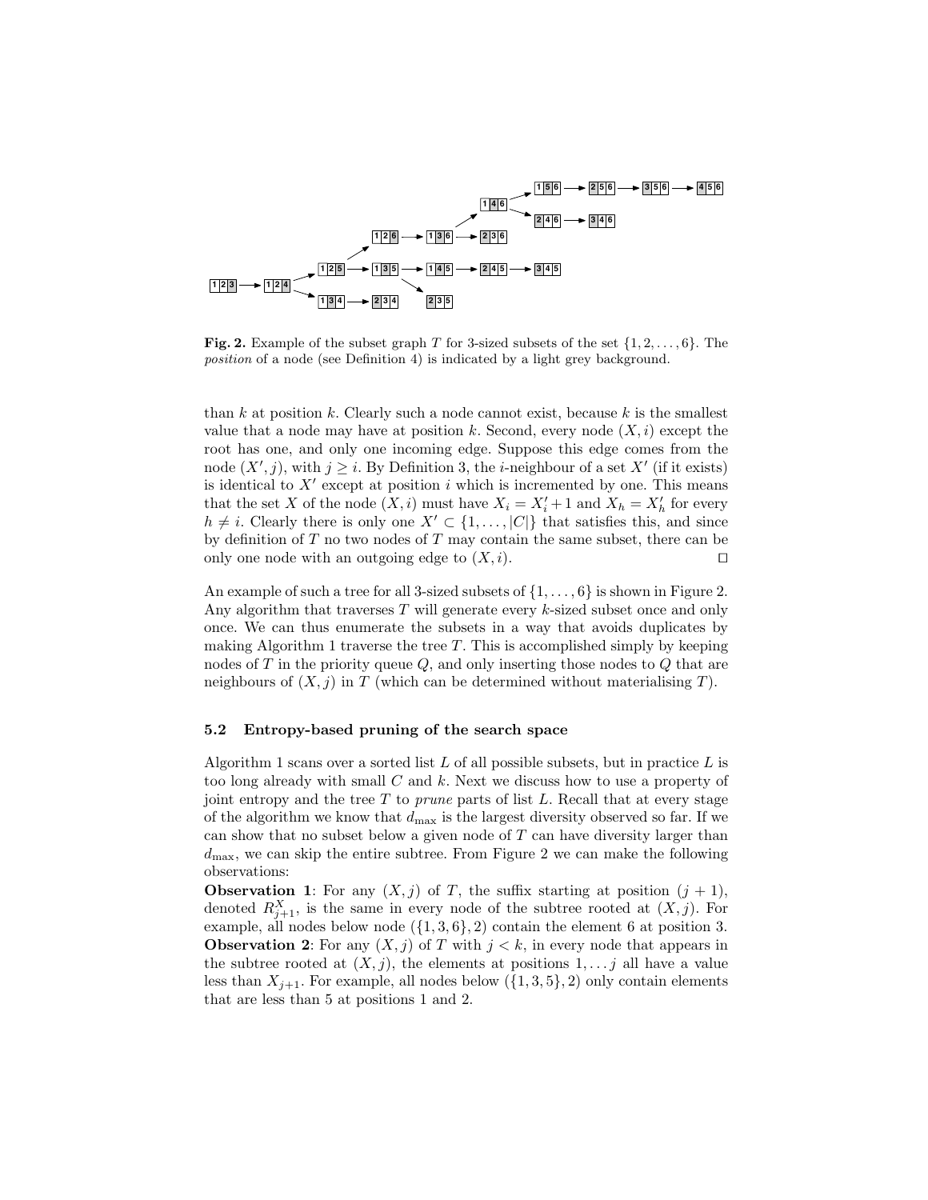**Fig. 2.** Example of the subset graph $T$ for 3-sized subsets of the set $\{1, 2, \ldots, 6\}$. The *position* of a node (see Definition 4) is indicated by a light grey background.

than $k$ at position $k$. Clearly such a node cannot exist, because $k$ is the smallest value that a node may have at position $k$. Second, every node $(X, i)$ except the root has one, and only one incoming edge. Suppose this edge comes from the node $(X', j)$, with $j \geq i$. By Definition 3, the $i$-neighbour of a set $X'$ (if it exists) is identical to $X'$ except at position $i$ which is incremented by one. This means that the set $X$ of the node $(X, i)$ must have $X_i = X'_i + 1$ and $X_h = X'_h$ for every $h \neq i$. Clearly there is only one $X' \subset \{1, \ldots, |C|\}$ that satisfies this, and since by definition of $T$ no two nodes of $T$ may contain the same subset, there can be only one node with an outgoing edge to $(X, i)$. ◻

An example of such a tree for all 3-sized subsets of $\{1, \ldots, 6\}$ is shown in Figure 2. Any algorithm that traverses $T$ will generate every $k$-sized subset once and only once. We can thus enumerate the subsets in a way that avoids duplicates by making Algorithm 1 traverse the tree $T$. This is accomplished simply by keeping nodes of $T$ in the priority queue $Q$, and only inserting those nodes to $Q$ that are neighbours of $(X, j)$ in $T$ (which can be determined without materialising $T$).

### 5.2 Entropy-based pruning of the search space

Algorithm 1 scans over a sorted list $L$ of all possible subsets, but in practice $L$ is too long already with small $C$ and $k$. Next we discuss how to use a property of joint entropy and the tree $T$ to *prune* parts of list $L$. Recall that at every stage of the algorithm we know that $d_{\max}$ is the largest diversity observed so far. If we can show that no subset below a given node of $T$ can have diversity larger than $d_{\max}$, we can skip the entire subtree. From Figure 2 we can make the following observations:

**Observation 1**: For any $(X, j)$ of $T$, the suffix starting at position $(j + 1)$, denoted $R^X_{j+1}$, is the same in every node of the subtree rooted at $(X, j)$. For example, all nodes below node $(\{1, 3, 6\}, 2)$ contain the element 6 at position 3.

**Observation 2**: For any $(X, j)$ of $T$ with $j < k$, in every node that appears in the subtree rooted at $(X, j)$, the elements at positions $1, \ldots j$ all have a value less than $X_{j+1}$. For example, all nodes below $(\{1, 3, 5\}, 2)$ only contain elements that are less than 5 at positions 1 and 2.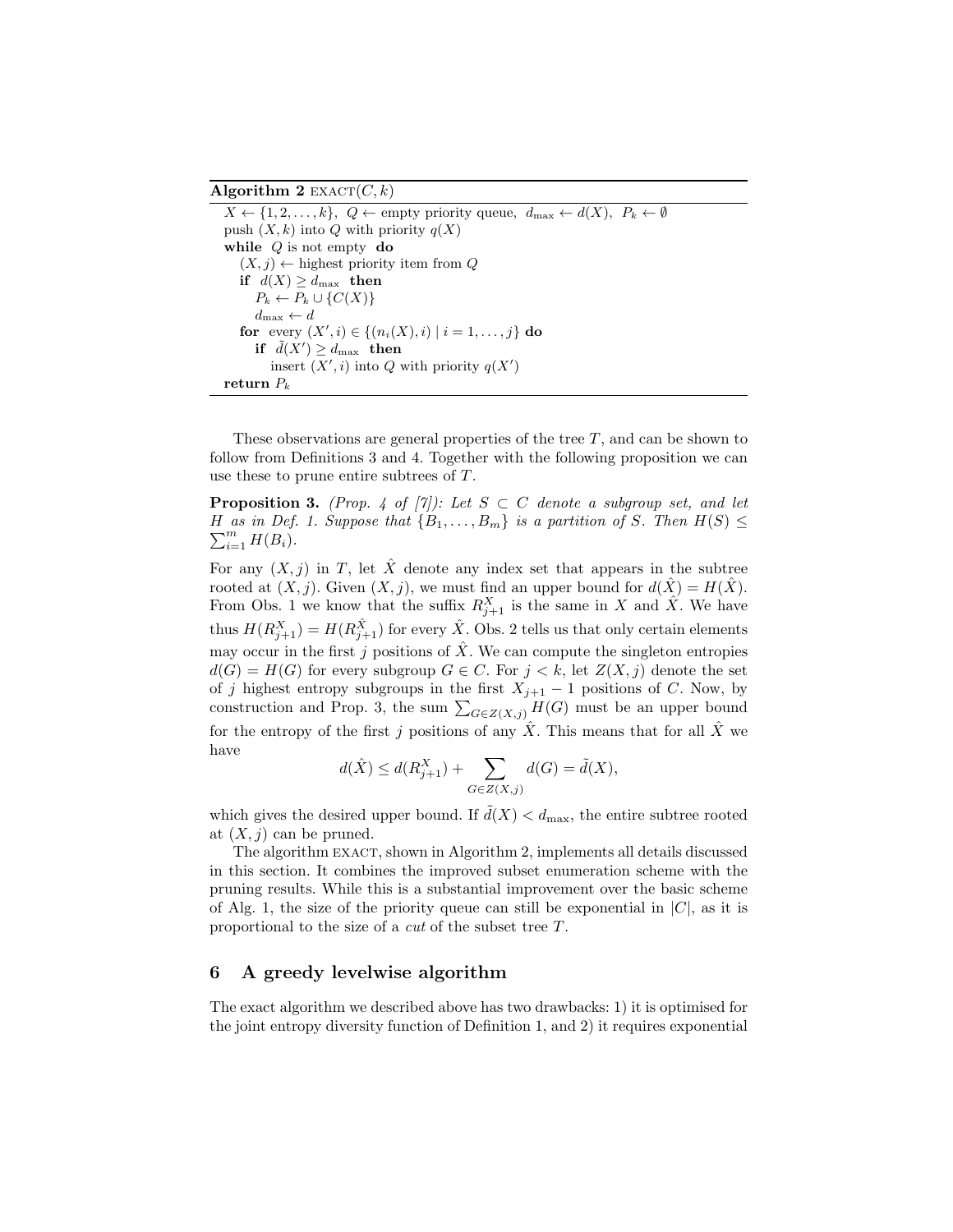**Algorithm 2** EXACT$(C, k)$

```
X ← {1, 2, ..., k},  Q ← empty priority queue,  d_max ← d(X),  P_k ← ∅
push (X, k) into Q with priority q(X)
while Q is not empty do
   (X, j) ← highest priority item from Q
   if d(X) ≥ d_max then
      P_k ← P_k ∪ {C(X)}
      d_max ← d
   for every (X', i) ∈ {(n_i(X), i) | i = 1, ..., j} do
      if d̃(X') ≥ d_max then
         insert (X', i) into Q with priority q(X')
return P_k
```

These observations are general properties of the tree $T$, and can be shown to follow from Definitions 3 and 4. Together with the following proposition we can use these to prune entire subtrees of $T$.

**Proposition 3.** *(Prop. 4 of [7]): Let $S \subset C$ denote a subgroup set, and let $H$ as in Def. 1. Suppose that $\{B_1, \ldots, B_m\}$ is a partition of $S$. Then $H(S) \leq \sum_{i=1}^{m} H(B_i)$.*

For any $(X, j)$ in $T$, let $\hat{X}$ denote any index set that appears in the subtree rooted at $(X, j)$. Given $(X, j)$, we must find an upper bound for $d(\hat{X}) = H(\hat{X})$. From Obs. 1 we know that the suffix $R^X_{j+1}$ is the same in $X$ and $\hat{X}$. We have thus $H(R^X_{j+1}) = H(R^{\hat{X}}_{j+1})$ for every $\hat{X}$. Obs. 2 tells us that only certain elements may occur in the first $j$ positions of $\hat{X}$. We can compute the singleton entropies $d(G) = H(G)$ for every subgroup $G \in C$. For $j < k$, let $Z(X, j)$ denote the set of $j$ highest entropy subgroups in the first $X_{j+1} - 1$ positions of $C$. Now, by construction and Prop. 3, the sum $\sum_{G \in Z(X,j)} H(G)$ must be an upper bound for the entropy of the first $j$ positions of any $\hat{X}$. This means that for all $\hat{X}$ we have

$$d(\hat{X}) \leq d(R^X_{j+1}) + \sum_{G \in Z(X,j)} d(G) = \tilde{d}(X),$$

which gives the desired upper bound. If $\tilde{d}(X) < d_{\max}$, the entire subtree rooted at $(X, j)$ can be pruned.

The algorithm EXACT, shown in Algorithm 2, implements all details discussed in this section. It combines the improved subset enumeration scheme with the pruning results. While this is a substantial improvement over the basic scheme of Alg. 1, the size of the priority queue can still be exponential in $|C|$, as it is proportional to the size of a *cut* of the subset tree $T$.

## 6 A greedy levelwise algorithm

The exact algorithm we described above has two drawbacks: 1) it is optimised for the joint entropy diversity function of Definition 1, and 2) it requires exponential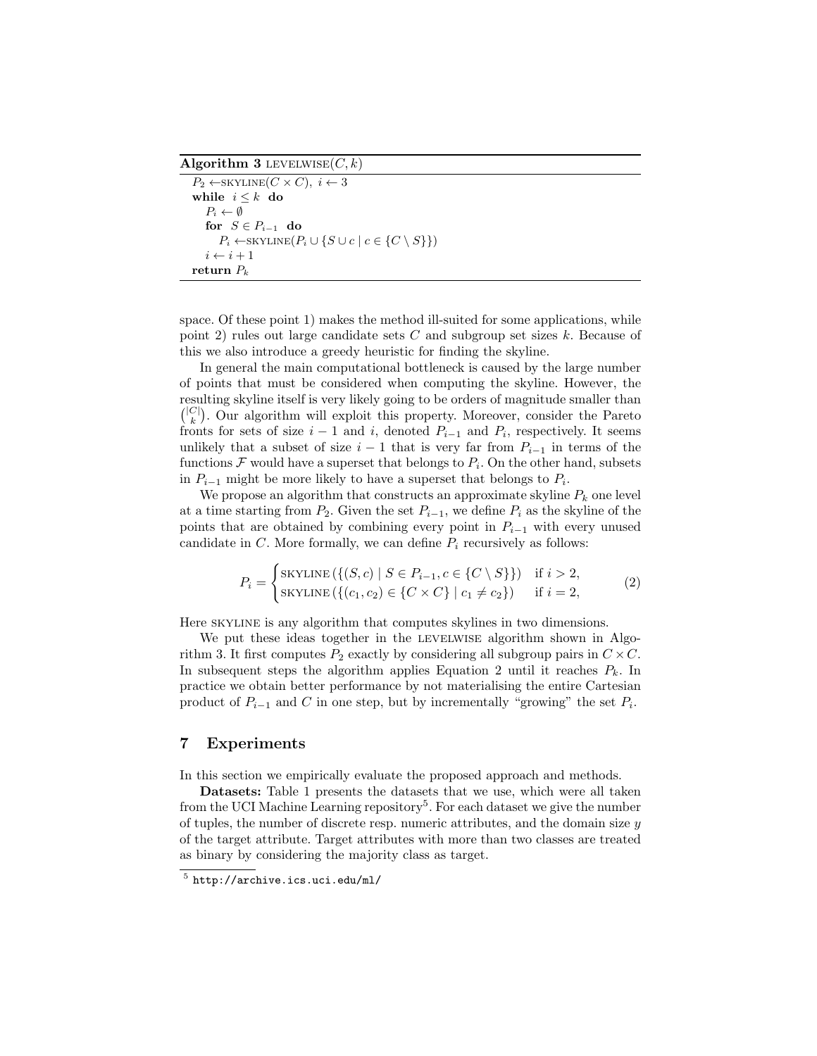**Algorithm 3** LEVELWISE$(C, k)$

```
P_2 ←SKYLINE(C × C), i ← 3
while i ≤ k do
    P_i ← ∅
    for S ∈ P_{i−1} do
        P_i ←SKYLINE(P_i ∪ {S ∪ c | c ∈ {C \ S}})
    i ← i + 1
return P_k
```

space. Of these point 1) makes the method ill-suited for some applications, while point 2) rules out large candidate sets $C$ and subgroup set sizes $k$. Because of this we also introduce a greedy heuristic for finding the skyline.

In general the main computational bottleneck is caused by the large number of points that must be considered when computing the skyline. However, the resulting skyline itself is very likely going to be orders of magnitude smaller than $\binom{|C|}{k}$. Our algorithm will exploit this property. Moreover, consider the Pareto fronts for sets of size $i-1$ and $i$, denoted $P_{i-1}$ and $P_i$, respectively. It seems unlikely that a subset of size $i-1$ that is very far from $P_{i-1}$ in terms of the functions $\mathcal{F}$ would have a superset that belongs to $P_i$. On the other hand, subsets in $P_{i-1}$ might be more likely to have a superset that belongs to $P_i$.

We propose an algorithm that constructs an approximate skyline $P_k$ one level at a time starting from $P_2$. Given the set $P_{i-1}$, we define $P_i$ as the skyline of the points that are obtained by combining every point in $P_{i-1}$ with every unused candidate in $C$. More formally, we can define $P_i$ recursively as follows:

$$P_i = \begin{cases} \text{SKYLINE}\left(\{(S, c) \mid S \in P_{i-1}, c \in \{C \setminus S\}\}\right) & \text{if } i > 2, \\ \text{SKYLINE}\left(\{(c_1, c_2) \in \{C \times C\} \mid c_1 \neq c_2\}\right) & \text{if } i = 2, \end{cases} \tag{2}$$

Here SKYLINE is any algorithm that computes skylines in two dimensions.

We put these ideas together in the LEVELWISE algorithm shown in Algorithm 3. It first computes $P_2$ exactly by considering all subgroup pairs in $C \times C$. In subsequent steps the algorithm applies Equation 2 until it reaches $P_k$. In practice we obtain better performance by not materialising the entire Cartesian product of $P_{i-1}$ and $C$ in one step, but by incrementally "growing" the set $P_i$.

## 7 Experiments

In this section we empirically evaluate the proposed approach and methods.

**Datasets:** Table 1 presents the datasets that we use, which were all taken from the UCI Machine Learning repository[5]. For each dataset we give the number of tuples, the number of discrete resp. numeric attributes, and the domain size $y$ of the target attribute. Target attributes with more than two classes are treated as binary by considering the majority class as target.

[5] http://archive.ics.uci.edu/ml/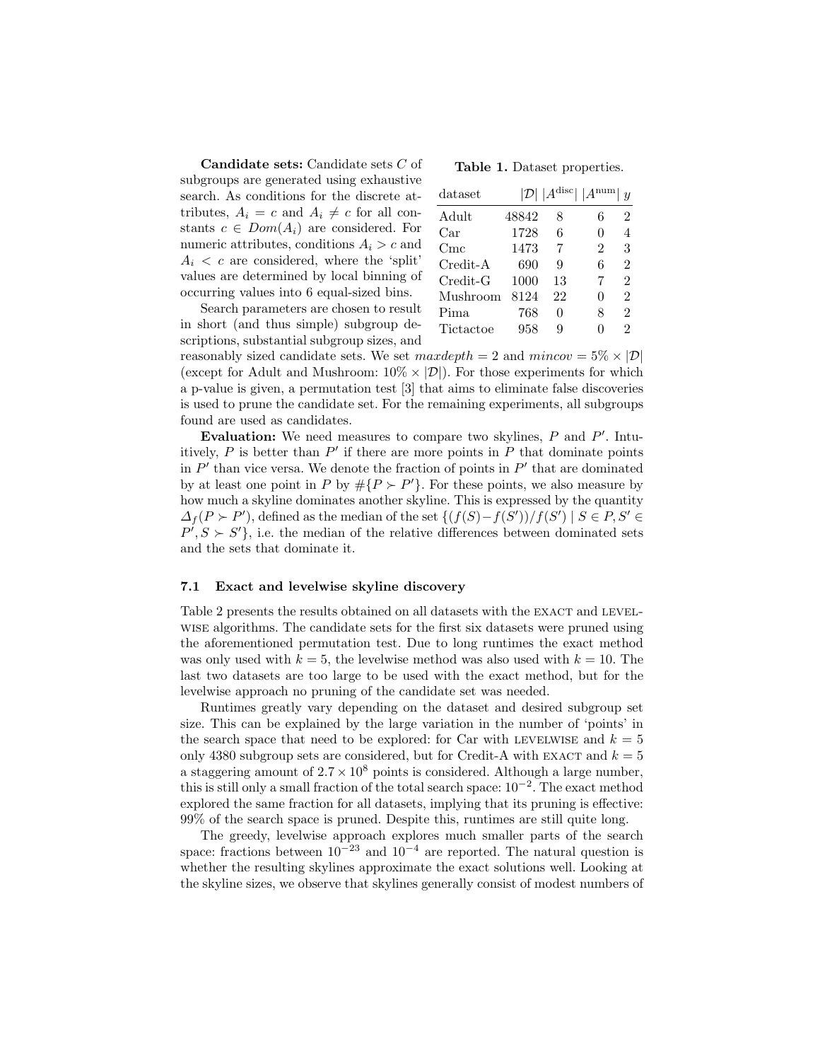**Candidate sets:** Candidate sets $C$ of subgroups are generated using exhaustive search. As conditions for the discrete attributes, $A_i = c$ and $A_i \neq c$ for all constants $c \in Dom(A_i)$ are considered. For numeric attributes, conditions $A_i > c$ and $A_i < c$ are considered, where the 'split' values are determined by local binning of occurring values into 6 equal-sized bins.

**Table 1.** Dataset properties.

| dataset | $\lvert\mathcal{D}\rvert$ | $\lvert A^{\text{disc}}\rvert$ | $\lvert A^{\text{num}}\rvert$ | $y$ |
|---|---|---|---|---|
| Adult | 48842 | 8 | 6 | 2 |
| Car | 1728 | 6 | 0 | 4 |
| Cmc | 1473 | 7 | 2 | 3 |
| Credit-A | 690 | 9 | 6 | 2 |
| Credit-G | 1000 | 13 | 7 | 2 |
| Mushroom | 8124 | 22 | 0 | 2 |
| Pima | 768 | 0 | 8 | 2 |
| Tictactoe | 958 | 9 | 0 | 2 |

Search parameters are chosen to result in short (and thus simple) subgroup descriptions, substantial subgroup sizes, and reasonably sized candidate sets. We set $maxdepth = 2$ and $mincov = 5\% \times |\mathcal{D}|$ (except for Adult and Mushroom: $10\% \times |\mathcal{D}|$). For those experiments for which a p-value is given, a permutation test [3] that aims to eliminate false discoveries is used to prune the candidate set. For the remaining experiments, all subgroups found are used as candidates.

**Evaluation:** We need measures to compare two skylines, $P$ and $P'$. Intuitively, $P$ is better than $P'$ if there are more points in $P$ that dominate points in $P'$ than vice versa. We denote the fraction of points in $P'$ that are dominated by at least one point in $P$ by $\#\{P \succ P'\}$. For these points, we also measure by how much a skyline dominates another skyline. This is expressed by the quantity $\Delta_f(P \succ P')$, defined as the median of the set $\{(f(S) - f(S'))/f(S') \mid S \in P, S' \in P', S \succ S'\}$, i.e. the median of the relative differences between dominated sets and the sets that dominate it.

### 7.1 Exact and levelwise skyline discovery

Table 2 presents the results obtained on all datasets with the EXACT and LEVELWISE algorithms. The candidate sets for the first six datasets were pruned using the aforementioned permutation test. Due to long runtimes the exact method was only used with $k = 5$, the levelwise method was also used with $k = 10$. The last two datasets are too large to be used with the exact method, but for the levelwise approach no pruning of the candidate set was needed.

Runtimes greatly vary depending on the dataset and desired subgroup set size. This can be explained by the large variation in the number of 'points' in the search space that need to be explored: for Car with LEVELWISE and $k = 5$ only 4380 subgroup sets are considered, but for Credit-A with EXACT and $k = 5$ a staggering amount of $2.7 \times 10^8$ points is considered. Although a large number, this is still only a small fraction of the total search space: $10^{-2}$. The exact method explored the same fraction for all datasets, implying that its pruning is effective: 99% of the search space is pruned. Despite this, runtimes are still quite long.

The greedy, levelwise approach explores much smaller parts of the search space: fractions between $10^{-23}$ and $10^{-4}$ are reported. The natural question is whether the resulting skylines approximate the exact solutions well. Looking at the skyline sizes, we observe that skylines generally consist of modest numbers of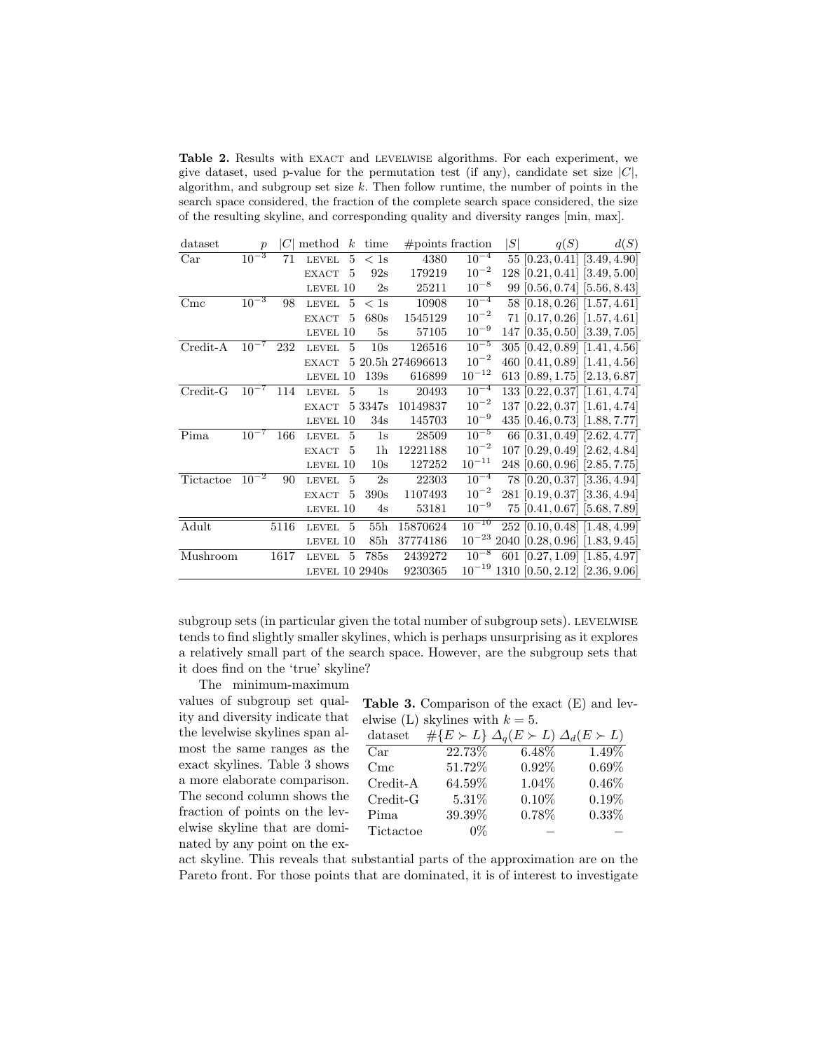**Table 2.** Results with EXACT and LEVELWISE algorithms. For each experiment, we give dataset, used p-value for the permutation test (if any), candidate set size $|C|$, algorithm, and subgroup set size $k$. Then follow runtime, the number of points in the search space considered, the fraction of the complete search space considered, the size of the resulting skyline, and corresponding quality and diversity ranges [min, max].

| dataset | $p$ | $\|C\|$ | method | $k$ | time | #points | fraction | $\|S\|$ | $q(S)$ | $d(S)$ |
|---|---|---|---|---|---|---|---|---|---|---|
| Car | $10^{-3}$ | 71 | LEVEL | 5 | $< 1$s | 4380 | $10^{-4}$ | 55 | [0.23, 0.41] | [3.49, 4.90] |
| | | | EXACT | 5 | 92s | 179219 | $10^{-2}$ | 128 | [0.21, 0.41] | [3.49, 5.00] |
| | | | LEVEL | 10 | 2s | 25211 | $10^{-8}$ | 99 | [0.56, 0.74] | [5.56, 8.43] |
| Cmc | $10^{-3}$ | 98 | LEVEL | 5 | $< 1$s | 10908 | $10^{-4}$ | 58 | [0.18, 0.26] | [1.57, 4.61] |
| | | | EXACT | 5 | 680s | 1545129 | $10^{-2}$ | 71 | [0.17, 0.26] | [1.57, 4.61] |
| | | | LEVEL | 10 | 5s | 57105 | $10^{-9}$ | 147 | [0.35, 0.50] | [3.39, 7.05] |
| Credit-A | $10^{-7}$ | 232 | LEVEL | 5 | 10s | 126516 | $10^{-5}$ | 305 | [0.42, 0.89] | [1.41, 4.56] |
| | | | EXACT | 5 | 20.5h | 274696613 | $10^{-2}$ | 460 | [0.41, 0.89] | [1.41, 4.56] |
| | | | LEVEL | 10 | 139s | 616899 | $10^{-12}$ | 613 | [0.89, 1.75] | [2.13, 6.87] |
| Credit-G | $10^{-7}$ | 114 | LEVEL | 5 | 1s | 20493 | $10^{-4}$ | 133 | [0.22, 0.37] | [1.61, 4.74] |
| | | | EXACT | 5 | 3347s | 10149837 | $10^{-2}$ | 137 | [0.22, 0.37] | [1.61, 4.74] |
| | | | LEVEL | 10 | 34s | 145703 | $10^{-9}$ | 435 | [0.46, 0.73] | [1.88, 7.77] |
| Pima | $10^{-7}$ | 166 | LEVEL | 5 | 1s | 28509 | $10^{-5}$ | 66 | [0.31, 0.49] | [2.62, 4.77] |
| | | | EXACT | 5 | 1h | 12221188 | $10^{-2}$ | 107 | [0.29, 0.49] | [2.62, 4.84] |
| | | | LEVEL | 10 | 10s | 127252 | $10^{-11}$ | 248 | [0.60, 0.96] | [2.85, 7.75] |
| Tictactoe | $10^{-2}$ | 90 | LEVEL | 5 | 2s | 22303 | $10^{-4}$ | 78 | [0.20, 0.37] | [3.36, 4.94] |
| | | | EXACT | 5 | 390s | 1107493 | $10^{-2}$ | 281 | [0.19, 0.37] | [3.36, 4.94] |
| | | | LEVEL | 10 | 4s | 53181 | $10^{-9}$ | 75 | [0.41, 0.67] | [5.68, 7.89] |
| Adult | | 5116 | LEVEL | 5 | 55h | 15870624 | $10^{-10}$ | 252 | [0.10, 0.48] | [1.48, 4.99] |
| | | | LEVEL | 10 | 85h | 37774186 | $10^{-23}$ | 2040 | [0.28, 0.96] | [1.83, 9.45] |
| Mushroom | | 1617 | LEVEL | 5 | 785s | 2439272 | $10^{-8}$ | 601 | [0.27, 1.09] | [1.85, 4.97] |
| | | | LEVEL | 10 | 2940s | 9230365 | $10^{-19}$ | 1310 | [0.50, 2.12] | [2.36, 9.06] |

subgroup sets (in particular given the total number of subgroup sets). LEVELWISE tends to find slightly smaller skylines, which is perhaps unsurprising as it explores a relatively small part of the search space. However, are the subgroup sets that it does find on the 'true' skyline?

The minimum-maximum values of subgroup set quality and diversity indicate that the levelwise skylines span almost the same ranges as the exact skylines. Table 3 shows a more elaborate comparison. The second column shows the fraction of points on the levelwise skyline that are dominated by any point on the exact skyline. This reveals that substantial parts of the approximation are on the Pareto front. For those points that are dominated, it is of interest to investigate

**Table 3.** Comparison of the exact (E) and levelwise (L) skylines with $k = 5$.

| dataset | $\#\{E \succ L\}$ | $\Delta_q(E \succ L)$ | $\Delta_d(E \succ L)$ |
|---|---|---|---|
| Car | 22.73% | 6.48% | 1.49% |
| Cmc | 51.72% | 0.92% | 0.69% |
| Credit-A | 64.59% | 1.04% | 0.46% |
| Credit-G | 5.31% | 0.10% | 0.19% |
| Pima | 39.39% | 0.78% | 0.33% |
| Tictactoe | 0% | – | – |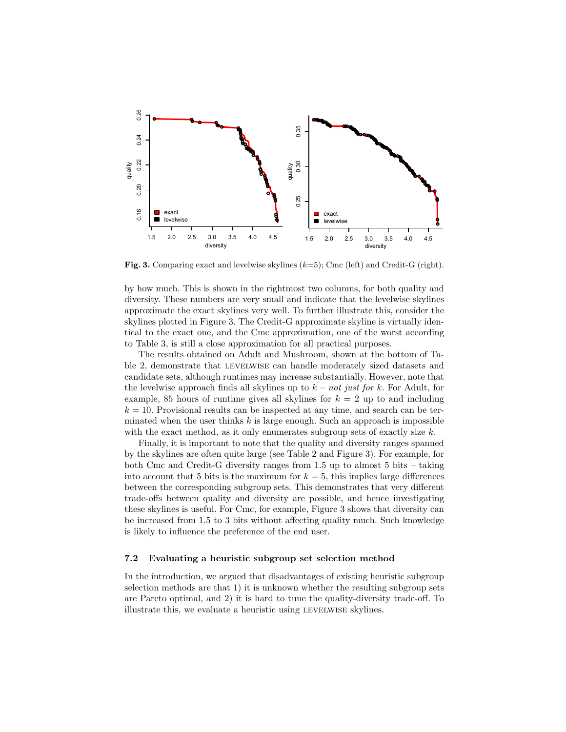**Fig. 3.** Comparing exact and levelwise skylines ($k$=5); Cmc (left) and Credit-G (right).

by how much. This is shown in the rightmost two columns, for both quality and diversity. These numbers are very small and indicate that the levelwise skylines approximate the exact skylines very well. To further illustrate this, consider the skylines plotted in Figure 3. The Credit-G approximate skyline is virtually identical to the exact one, and the Cmc approximation, one of the worst according to Table 3, is still a close approximation for all practical purposes.

The results obtained on Adult and Mushroom, shown at the bottom of Table 2, demonstrate that LEVELWISE can handle moderately sized datasets and candidate sets, although runtimes may increase substantially. However, note that the levelwise approach finds all skylines up to $k$ – *not just for* $k$. For Adult, for example, 85 hours of runtime gives all skylines for $k = 2$ up to and including $k = 10$. Provisional results can be inspected at any time, and search can be terminated when the user thinks $k$ is large enough. Such an approach is impossible with the exact method, as it only enumerates subgroup sets of exactly size $k$.

Finally, it is important to note that the quality and diversity ranges spanned by the skylines are often quite large (see Table 2 and Figure 3). For example, for both Cmc and Credit-G diversity ranges from 1.5 up to almost 5 bits – taking into account that 5 bits is the maximum for $k = 5$, this implies large differences between the corresponding subgroup sets. This demonstrates that very different trade-offs between quality and diversity are possible, and hence investigating these skylines is useful. For Cmc, for example, Figure 3 shows that diversity can be increased from 1.5 to 3 bits without affecting quality much. Such knowledge is likely to influence the preference of the end user.

### 7.2 Evaluating a heuristic subgroup set selection method

In the introduction, we argued that disadvantages of existing heuristic subgroup selection methods are that 1) it is unknown whether the resulting subgroup sets are Pareto optimal, and 2) it is hard to tune the quality-diversity trade-off. To illustrate this, we evaluate a heuristic using LEVELWISE skylines.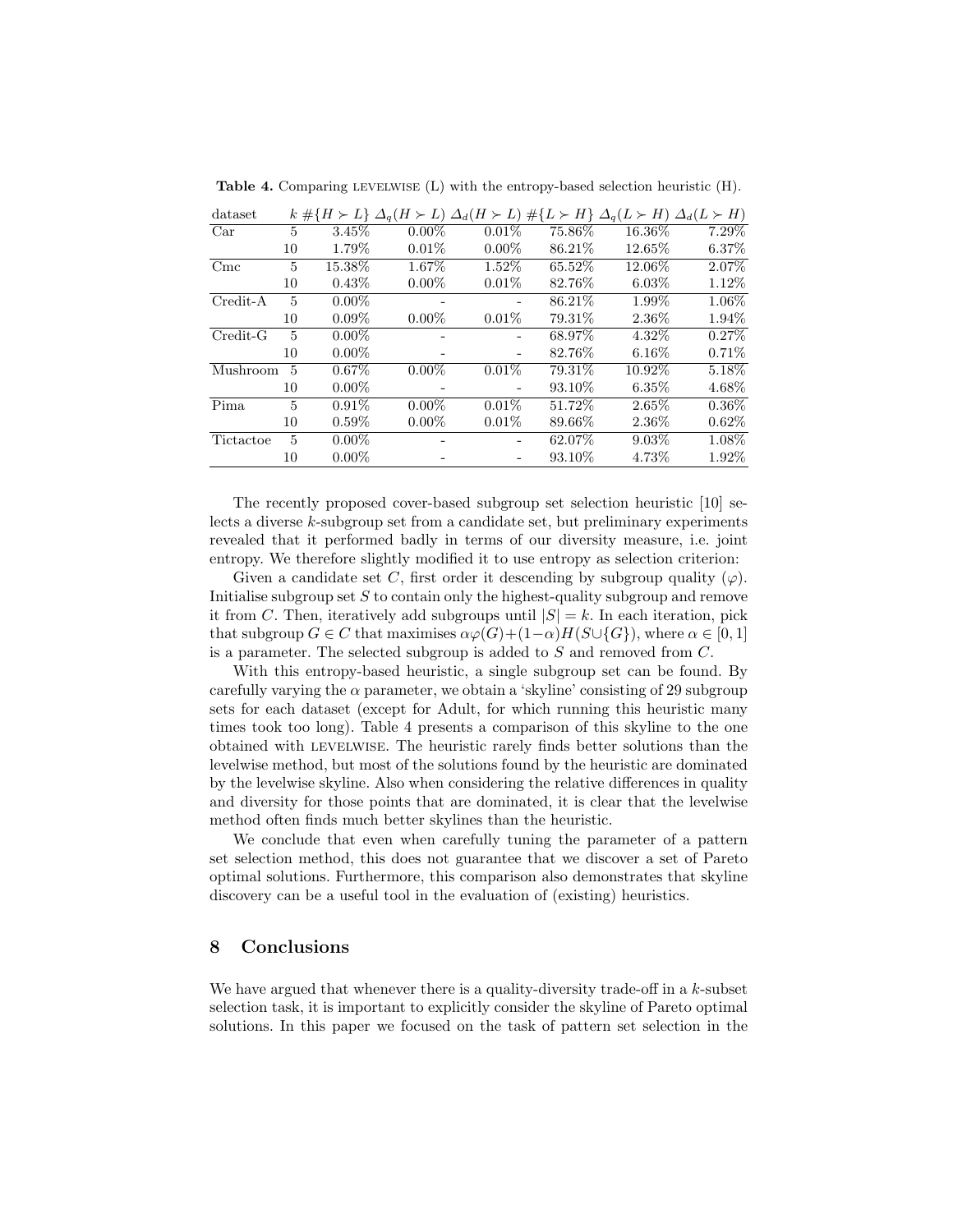**Table 4.** Comparing LEVELWISE (L) with the entropy-based selection heuristic (H).

| dataset | $k$ | $\#\{H \succ L\}$ | $\Delta_q(H \succ L)$ | $\Delta_d(H \succ L)$ | $\#\{L \succ H\}$ | $\Delta_q(L \succ H)$ | $\Delta_d(L \succ H)$ |
|---|---|---|---|---|---|---|---|
| Car | 5 | 3.45% | 0.00% | 0.01% | 75.86% | 16.36% | 7.29% |
| | 10 | 1.79% | 0.01% | 0.00% | 86.21% | 12.65% | 6.37% |
| Cmc | 5 | 15.38% | 1.67% | 1.52% | 65.52% | 12.06% | 2.07% |
| | 10 | 0.43% | 0.00% | 0.01% | 82.76% | 6.03% | 1.12% |
| Credit-A | 5 | 0.00% | - | - | 86.21% | 1.99% | 1.06% |
| | 10 | 0.09% | 0.00% | 0.01% | 79.31% | 2.36% | 1.94% |
| Credit-G | 5 | 0.00% | - | - | 68.97% | 4.32% | 0.27% |
| | 10 | 0.00% | - | - | 82.76% | 6.16% | 0.71% |
| Mushroom | 5 | 0.67% | 0.00% | 0.01% | 79.31% | 10.92% | 5.18% |
| | 10 | 0.00% | - | - | 93.10% | 6.35% | 4.68% |
| Pima | 5 | 0.91% | 0.00% | 0.01% | 51.72% | 2.65% | 0.36% |
| | 10 | 0.59% | 0.00% | 0.01% | 89.66% | 2.36% | 0.62% |
| Tictactoe | 5 | 0.00% | - | - | 62.07% | 9.03% | 1.08% |
| | 10 | 0.00% | - | - | 93.10% | 4.73% | 1.92% |

The recently proposed cover-based subgroup set selection heuristic [10] selects a diverse $k$-subgroup set from a candidate set, but preliminary experiments revealed that it performed badly in terms of our diversity measure, i.e. joint entropy. We therefore slightly modified it to use entropy as selection criterion:

Given a candidate set $C$, first order it descending by subgroup quality ($\varphi$). Initialise subgroup set $S$ to contain only the highest-quality subgroup and remove it from $C$. Then, iteratively add subgroups until $|S| = k$. In each iteration, pick that subgroup $G \in C$ that maximises $\alpha\varphi(G)+(1-\alpha)H(S \cup \{G\})$, where $\alpha \in [0, 1]$ is a parameter. The selected subgroup is added to $S$ and removed from $C$.

With this entropy-based heuristic, a single subgroup set can be found. By carefully varying the $\alpha$ parameter, we obtain a 'skyline' consisting of 29 subgroup sets for each dataset (except for Adult, for which running this heuristic many times took too long). Table 4 presents a comparison of this skyline to the one obtained with LEVELWISE. The heuristic rarely finds better solutions than the levelwise method, but most of the solutions found by the heuristic are dominated by the levelwise skyline. Also when considering the relative differences in quality and diversity for those points that are dominated, it is clear that the levelwise method often finds much better skylines than the heuristic.

We conclude that even when carefully tuning the parameter of a pattern set selection method, this does not guarantee that we discover a set of Pareto optimal solutions. Furthermore, this comparison also demonstrates that skyline discovery can be a useful tool in the evaluation of (existing) heuristics.

## 8 Conclusions

We have argued that whenever there is a quality-diversity trade-off in a $k$-subset selection task, it is important to explicitly consider the skyline of Pareto optimal solutions. In this paper we focused on the task of pattern set selection in the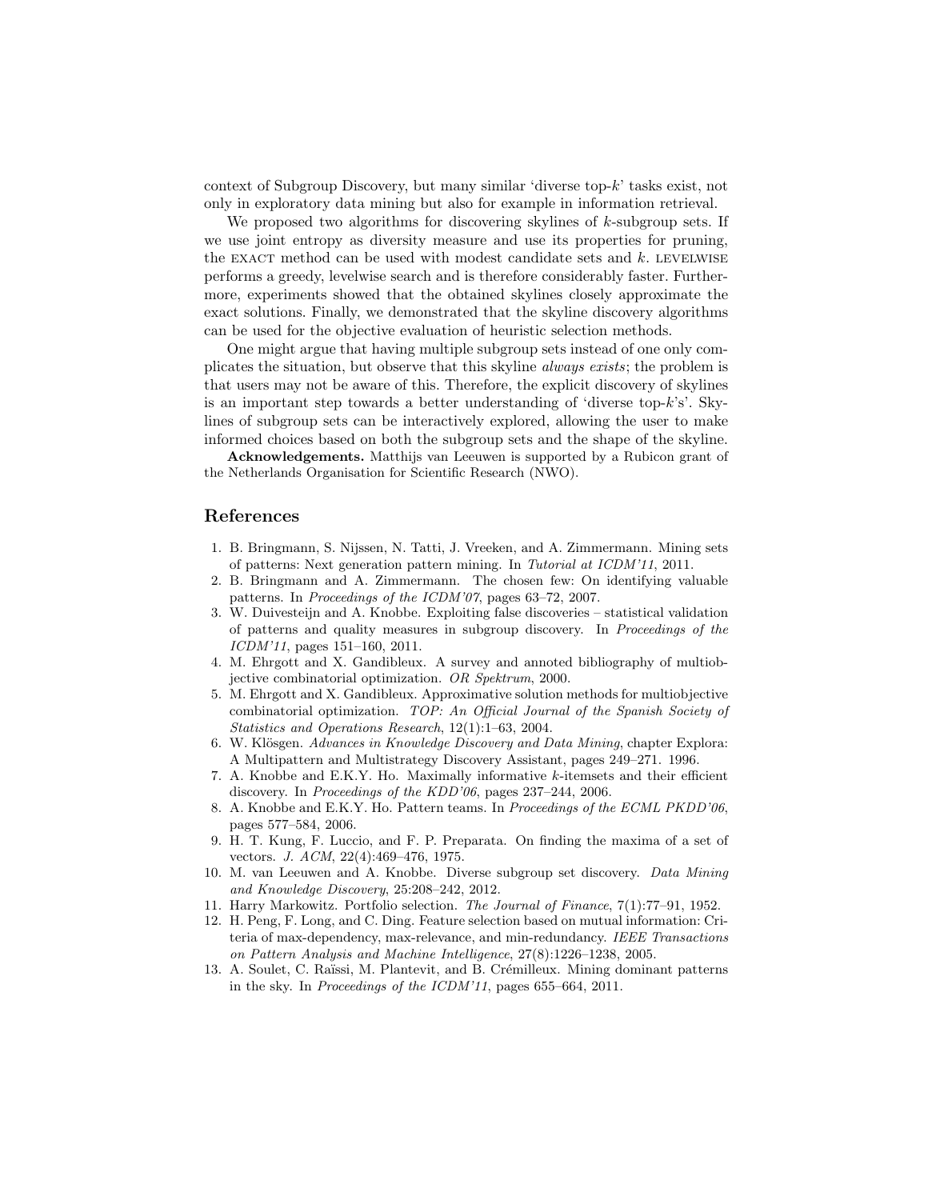context of Subgroup Discovery, but many similar 'diverse top-$k$' tasks exist, not only in exploratory data mining but also for example in information retrieval.

We proposed two algorithms for discovering skylines of $k$-subgroup sets. If we use joint entropy as diversity measure and use its properties for pruning, the EXACT method can be used with modest candidate sets and $k$. LEVELWISE performs a greedy, levelwise search and is therefore considerably faster. Furthermore, experiments showed that the obtained skylines closely approximate the exact solutions. Finally, we demonstrated that the skyline discovery algorithms can be used for the objective evaluation of heuristic selection methods.

One might argue that having multiple subgroup sets instead of one only complicates the situation, but observe that this skyline *always exists*; the problem is that users may not be aware of this. Therefore, the explicit discovery of skylines is an important step towards a better understanding of 'diverse top-$k$'s'. Skylines of subgroup sets can be interactively explored, allowing the user to make informed choices based on both the subgroup sets and the shape of the skyline.

**Acknowledgements.** Matthijs van Leeuwen is supported by a Rubicon grant of the Netherlands Organisation for Scientific Research (NWO).

## References

1. B. Bringmann, S. Nijssen, N. Tatti, J. Vreeken, and A. Zimmermann. Mining sets of patterns: Next generation pattern mining. In *Tutorial at ICDM'11*, 2011.
2. B. Bringmann and A. Zimmermann. The chosen few: On identifying valuable patterns. In *Proceedings of the ICDM'07*, pages 63–72, 2007.
3. W. Duivesteijn and A. Knobbe. Exploiting false discoveries – statistical validation of patterns and quality measures in subgroup discovery. In *Proceedings of the ICDM'11*, pages 151–160, 2011.
4. M. Ehrgott and X. Gandibleux. A survey and annoted bibliography of multiobjective combinatorial optimization. *OR Spektrum*, 2000.
5. M. Ehrgott and X. Gandibleux. Approximative solution methods for multiobjective combinatorial optimization. *TOP: An Official Journal of the Spanish Society of Statistics and Operations Research*, 12(1):1–63, 2004.
6. W. Klösgen. *Advances in Knowledge Discovery and Data Mining*, chapter Explora: A Multipattern and Multistrategy Discovery Assistant, pages 249–271. 1996.
7. A. Knobbe and E.K.Y. Ho. Maximally informative $k$-itemsets and their efficient discovery. In *Proceedings of the KDD'06*, pages 237–244, 2006.
8. A. Knobbe and E.K.Y. Ho. Pattern teams. In *Proceedings of the ECML PKDD'06*, pages 577–584, 2006.
9. H. T. Kung, F. Luccio, and F. P. Preparata. On finding the maxima of a set of vectors. *J. ACM*, 22(4):469–476, 1975.
10. M. van Leeuwen and A. Knobbe. Diverse subgroup set discovery. *Data Mining and Knowledge Discovery*, 25:208–242, 2012.
11. Harry Markowitz. Portfolio selection. *The Journal of Finance*, 7(1):77–91, 1952.
12. H. Peng, F. Long, and C. Ding. Feature selection based on mutual information: Criteria of max-dependency, max-relevance, and min-redundancy. *IEEE Transactions on Pattern Analysis and Machine Intelligence*, 27(8):1226–1238, 2005.
13. A. Soulet, C. Raïssi, M. Plantevit, and B. Crémilleux. Mining dominant patterns in the sky. In *Proceedings of the ICDM'11*, pages 655–664, 2011.